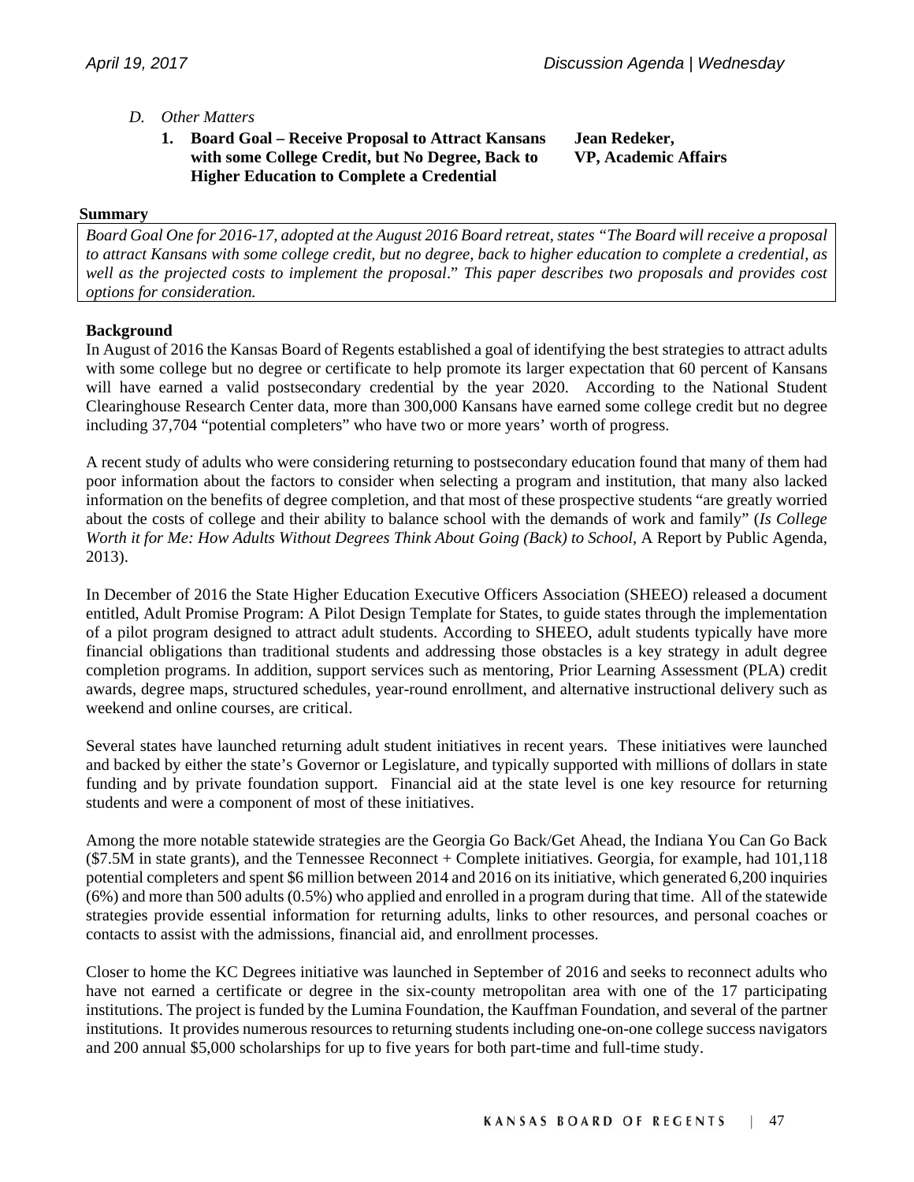*D. Other Matters*

**1. Board Goal – Receive Proposal to Attract Kansans with some College Credit, but No Degree, Back to Higher Education to Complete a Credential** — **Jean Redeker, VP, Academic Affairs**

**Summary**

*Board Goal One for 2016-17, adopted at the August 2016 Board retreat, states "The Board will receive a proposal to attract Kansans with some college credit, but no degree, back to higher education to complete a credential, as well as the projected costs to implement the proposal." This paper describes two proposals and provides cost options for consideration.*

**Background**

In August of 2016 the Kansas Board of Regents established a goal of identifying the best strategies to attract adults with some college but no degree or certificate to help promote its larger expectation that 60 percent of Kansans will have earned a valid postsecondary credential by the year 2020. According to the National Student Clearinghouse Research Center data, more than 300,000 Kansans have earned some college credit but no degree including 37,704 "potential completers" who have two or more years' worth of progress.

A recent study of adults who were considering returning to postsecondary education found that many of them had poor information about the factors to consider when selecting a program and institution, that many also lacked information on the benefits of degree completion, and that most of these prospective students "are greatly worried about the costs of college and their ability to balance school with the demands of work and family" (*Is College Worth it for Me: How Adults Without Degrees Think About Going (Back) to School*, A Report by Public Agenda, 2013).

In December of 2016 the State Higher Education Executive Officers Association (SHEEO) released a document entitled, Adult Promise Program: A Pilot Design Template for States, to guide states through the implementation of a pilot program designed to attract adult students. According to SHEEO, adult students typically have more financial obligations than traditional students and addressing those obstacles is a key strategy in adult degree completion programs. In addition, support services such as mentoring, Prior Learning Assessment (PLA) credit awards, degree maps, structured schedules, year-round enrollment, and alternative instructional delivery such as weekend and online courses, are critical.

Several states have launched returning adult student initiatives in recent years. These initiatives were launched and backed by either the state's Governor or Legislature, and typically supported with millions of dollars in state funding and by private foundation support. Financial aid at the state level is one key resource for returning students and were a component of most of these initiatives.

Among the more notable statewide strategies are the Georgia Go Back/Get Ahead, the Indiana You Can Go Back ($7.5M in state grants), and the Tennessee Reconnect + Complete initiatives. Georgia, for example, had 101,118 potential completers and spent $6 million between 2014 and 2016 on its initiative, which generated 6,200 inquiries (6%) and more than 500 adults (0.5%) who applied and enrolled in a program during that time. All of the statewide strategies provide essential information for returning adults, links to other resources, and personal coaches or contacts to assist with the admissions, financial aid, and enrollment processes.

Closer to home the KC Degrees initiative was launched in September of 2016 and seeks to reconnect adults who have not earned a certificate or degree in the six-county metropolitan area with one of the 17 participating institutions. The project is funded by the Lumina Foundation, the Kauffman Foundation, and several of the partner institutions. It provides numerous resources to returning students including one-on-one college success navigators and 200 annual $5,000 scholarships for up to five years for both part-time and full-time study.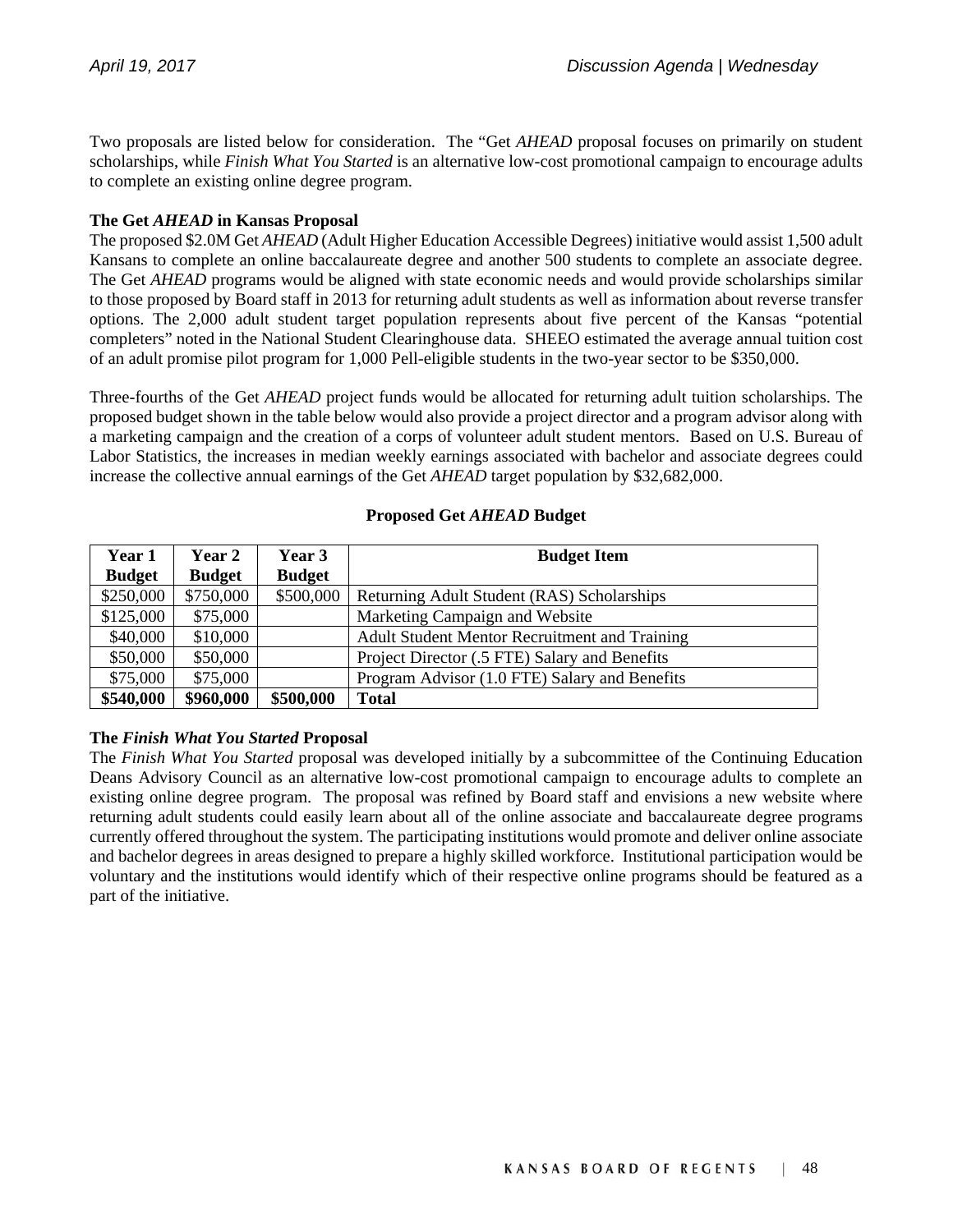Two proposals are listed below for consideration. The "Get *AHEAD* proposal focuses on primarily on student scholarships, while *Finish What You Started* is an alternative low-cost promotional campaign to encourage adults to complete an existing online degree program.

**The Get *AHEAD* in Kansas Proposal**

The proposed $2.0M Get *AHEAD* (Adult Higher Education Accessible Degrees) initiative would assist 1,500 adult Kansans to complete an online baccalaureate degree and another 500 students to complete an associate degree. The Get *AHEAD* programs would be aligned with state economic needs and would provide scholarships similar to those proposed by Board staff in 2013 for returning adult students as well as information about reverse transfer options. The 2,000 adult student target population represents about five percent of the Kansas "potential completers" noted in the National Student Clearinghouse data. SHEEO estimated the average annual tuition cost of an adult promise pilot program for 1,000 Pell-eligible students in the two-year sector to be $350,000.

Three-fourths of the Get *AHEAD* project funds would be allocated for returning adult tuition scholarships. The proposed budget shown in the table below would also provide a project director and a program advisor along with a marketing campaign and the creation of a corps of volunteer adult student mentors. Based on U.S. Bureau of Labor Statistics, the increases in median weekly earnings associated with bachelor and associate degrees could increase the collective annual earnings of the Get *AHEAD* target population by $32,682,000.

**Proposed Get *AHEAD* Budget**

| Year 1 Budget | Year 2 Budget | Year 3 Budget | Budget Item |
|---|---|---|---|
| $250,000 | $750,000 | $500,000 | Returning Adult Student (RAS) Scholarships |
| $125,000 | $75,000 | | Marketing Campaign and Website |
| $40,000 | $10,000 | | Adult Student Mentor Recruitment and Training |
| $50,000 | $50,000 | | Project Director (.5 FTE) Salary and Benefits |
| $75,000 | $75,000 | | Program Advisor (1.0 FTE) Salary and Benefits |
| **$540,000** | **$960,000** | **$500,000** | **Total** |

**The *Finish What You Started* Proposal**

The *Finish What You Started* proposal was developed initially by a subcommittee of the Continuing Education Deans Advisory Council as an alternative low-cost promotional campaign to encourage adults to complete an existing online degree program. The proposal was refined by Board staff and envisions a new website where returning adult students could easily learn about all of the online associate and baccalaureate degree programs currently offered throughout the system. The participating institutions would promote and deliver online associate and bachelor degrees in areas designed to prepare a highly skilled workforce. Institutional participation would be voluntary and the institutions would identify which of their respective online programs should be featured as a part of the initiative.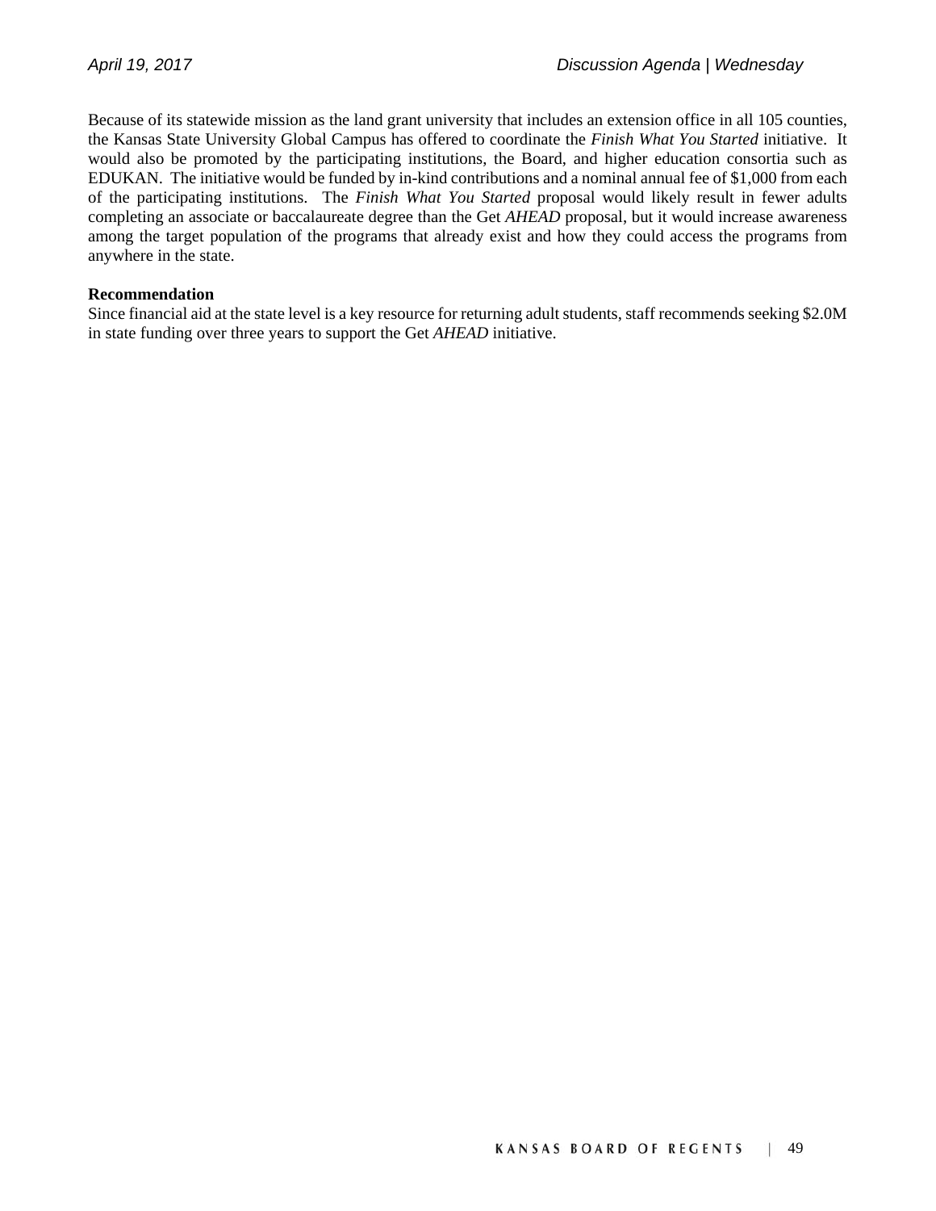Because of its statewide mission as the land grant university that includes an extension office in all 105 counties, the Kansas State University Global Campus has offered to coordinate the *Finish What You Started* initiative. It would also be promoted by the participating institutions, the Board, and higher education consortia such as EDUKAN. The initiative would be funded by in-kind contributions and a nominal annual fee of $1,000 from each of the participating institutions. The *Finish What You Started* proposal would likely result in fewer adults completing an associate or baccalaureate degree than the Get *AHEAD* proposal, but it would increase awareness among the target population of the programs that already exist and how they could access the programs from anywhere in the state.

**Recommendation**
Since financial aid at the state level is a key resource for returning adult students, staff recommends seeking $2.0M in state funding over three years to support the Get *AHEAD* initiative.